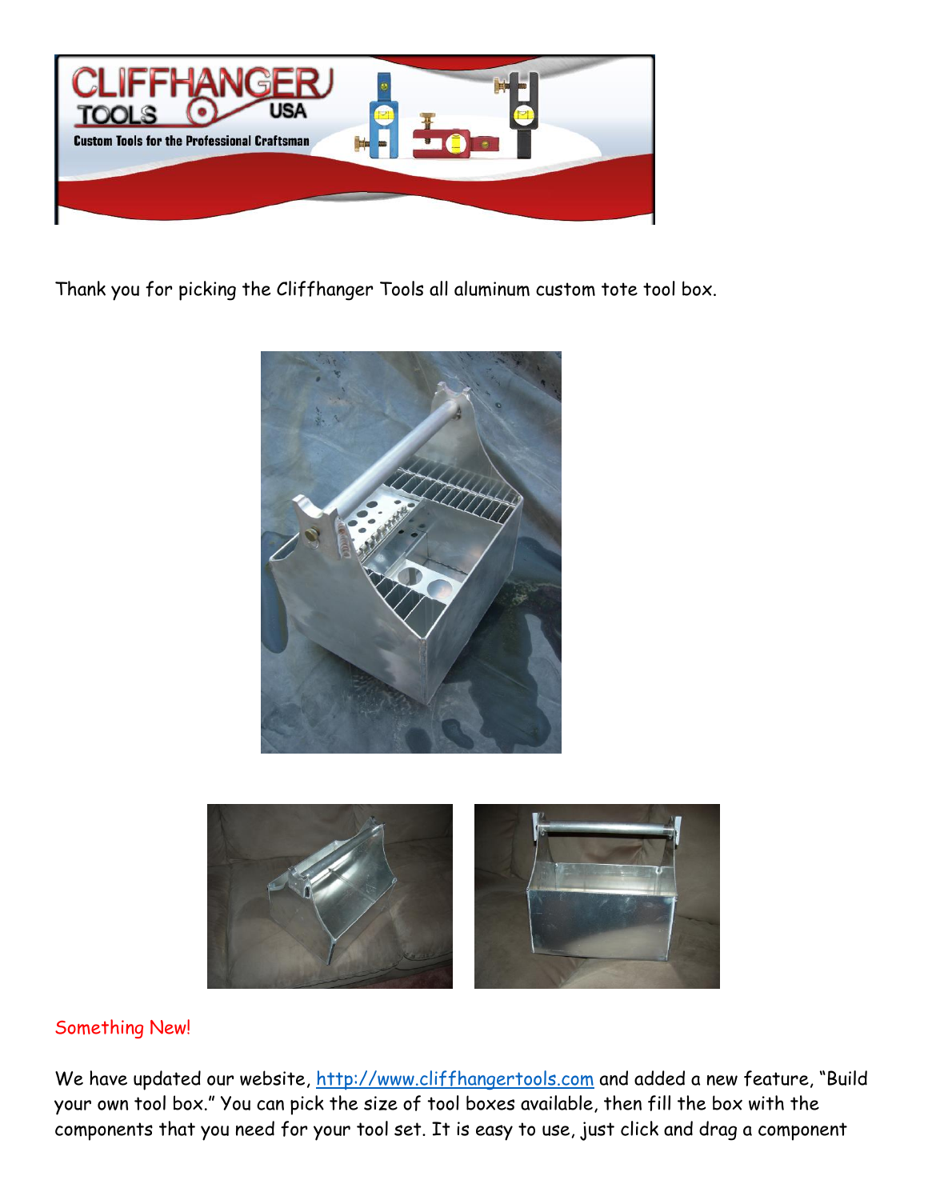Thank you for picking the Cliffhanger Tools all aluminum custom tote tool box.

Something New!

We have updated our website, http://www.cliffhangertools.com and added a new feature, "Build your own tool box." You can pick the size of tool boxes available, then fill the box with the components that you need for your tool set. It is easy to use, just click and drag a component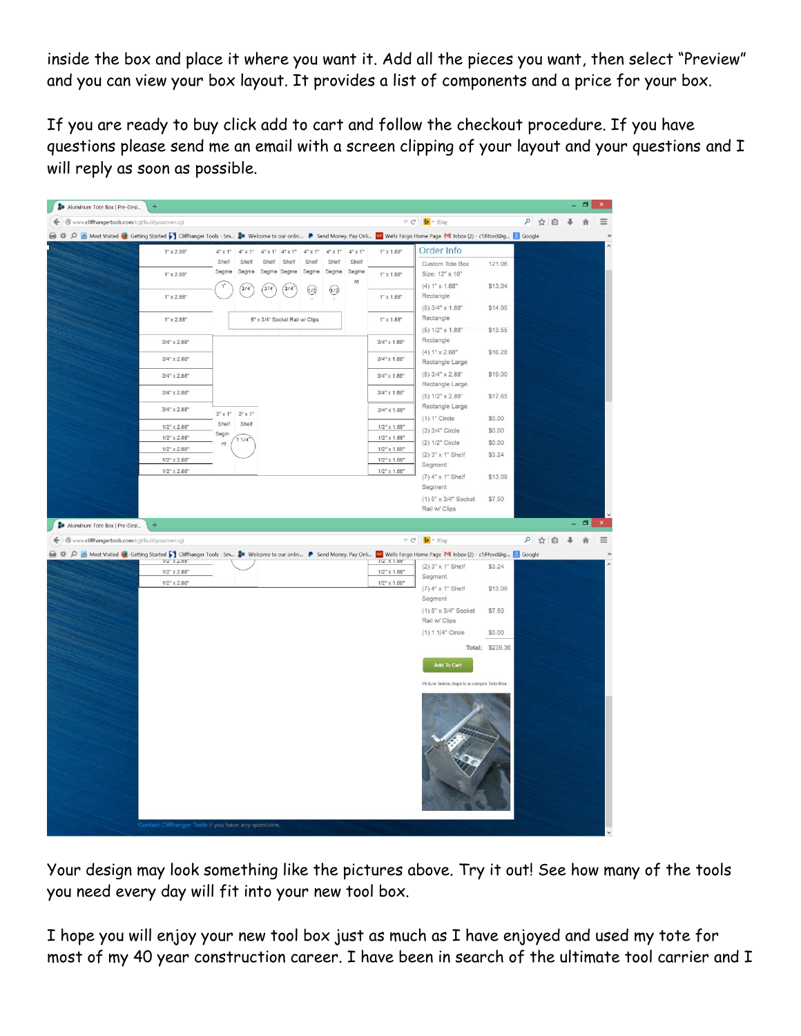inside the box and place it where you want it. Add all the pieces you want, then select "Preview" and you can view your box layout. It provides a list of components and a price for your box.

If you are ready to buy click add to cart and follow the checkout procedure. If you have questions please send me an email with a screen clipping of your layout and your questions and I will reply as soon as possible.

Your design may look something like the pictures above. Try it out! See how many of the tools you need every day will fit into your new tool box.

I hope you will enjoy your new tool box just as much as I have enjoyed and used my tote for most of my 40 year construction career. I have been in search of the ultimate tool carrier and I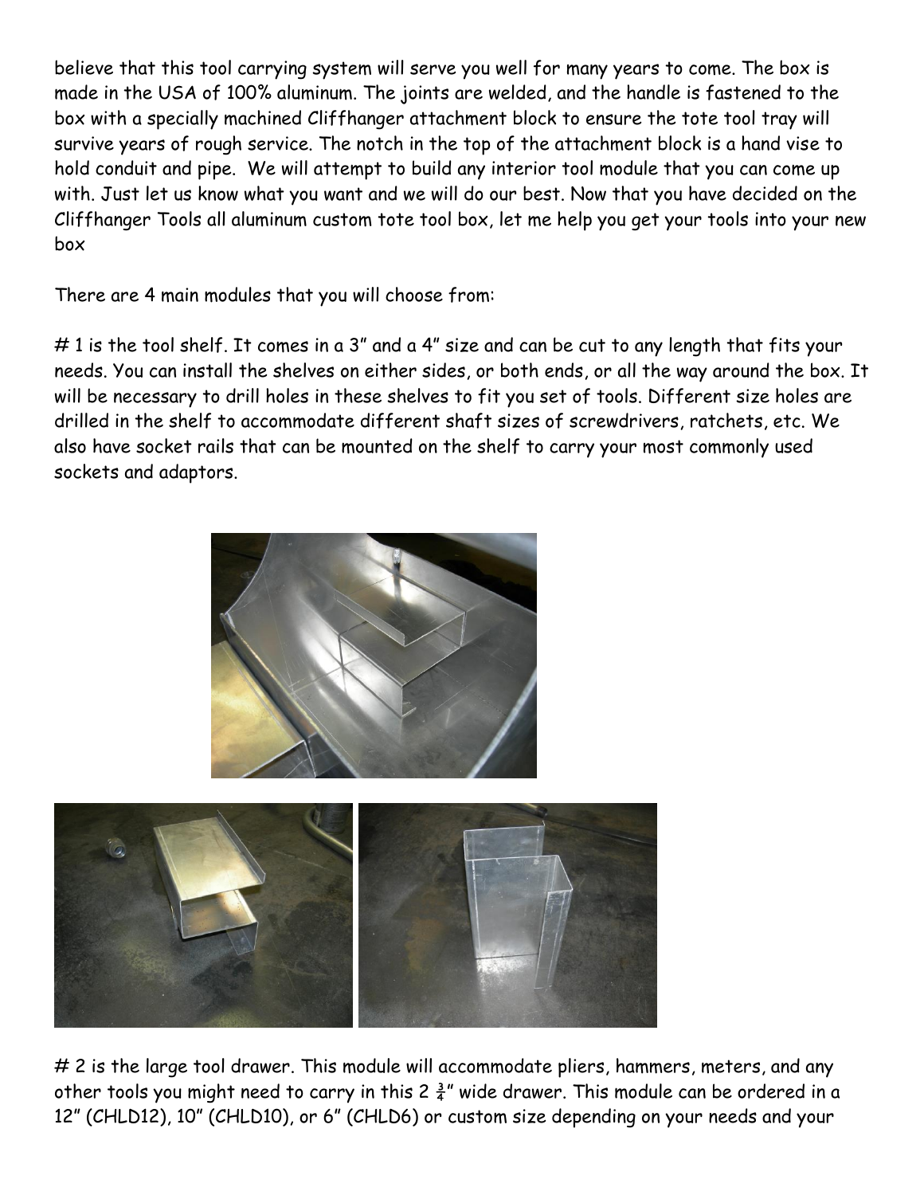believe that this tool carrying system will serve you well for many years to come. The box is made in the USA of 100% aluminum. The joints are welded, and the handle is fastened to the box with a specially machined Cliffhanger attachment block to ensure the tote tool tray will survive years of rough service. The notch in the top of the attachment block is a hand vise to hold conduit and pipe. We will attempt to build any interior tool module that you can come up with. Just let us know what you want and we will do our best. Now that you have decided on the Cliffhanger Tools all aluminum custom tote tool box, let me help you get your tools into your new box

There are 4 main modules that you will choose from:

# 1 is the tool shelf. It comes in a 3" and a 4" size and can be cut to any length that fits your needs. You can install the shelves on either sides, or both ends, or all the way around the box. It will be necessary to drill holes in these shelves to fit you set of tools. Different size holes are drilled in the shelf to accommodate different shaft sizes of screwdrivers, ratchets, etc. We also have socket rails that can be mounted on the shelf to carry your most commonly used sockets and adaptors.

# 2 is the large tool drawer. This module will accommodate pliers, hammers, meters, and any other tools you might need to carry in this 2 ¾" wide drawer. This module can be ordered in a 12" (CHLD12), 10" (CHLD10), or 6" (CHLD6) or custom size depending on your needs and your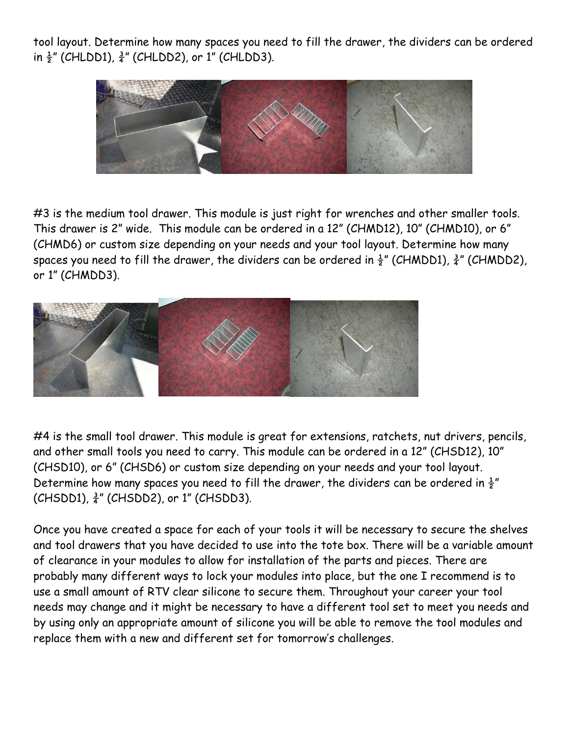tool layout. Determine how many spaces you need to fill the drawer, the dividers can be ordered in ½" (CHLDD1), ¾" (CHLDD2), or 1" (CHLDD3).

#3 is the medium tool drawer. This module is just right for wrenches and other smaller tools. This drawer is 2" wide. This module can be ordered in a 12" (CHMD12), 10" (CHMD10), or 6" (CHMD6) or custom size depending on your needs and your tool layout. Determine how many spaces you need to fill the drawer, the dividers can be ordered in ½" (CHMDD1), ¾" (CHMDD2), or 1" (CHMDD3).

#4 is the small tool drawer. This module is great for extensions, ratchets, nut drivers, pencils, and other small tools you need to carry. This module can be ordered in a 12" (CHSD12), 10" (CHSD10), or 6" (CHSD6) or custom size depending on your needs and your tool layout. Determine how many spaces you need to fill the drawer, the dividers can be ordered in ½" (CHSDD1), ¾" (CHSDD2), or 1" (CHSDD3).

Once you have created a space for each of your tools it will be necessary to secure the shelves and tool drawers that you have decided to use into the tote box. There will be a variable amount of clearance in your modules to allow for installation of the parts and pieces. There are probably many different ways to lock your modules into place, but the one I recommend is to use a small amount of RTV clear silicone to secure them. Throughout your career your tool needs may change and it might be necessary to have a different tool set to meet you needs and by using only an appropriate amount of silicone you will be able to remove the tool modules and replace them with a new and different set for tomorrow's challenges.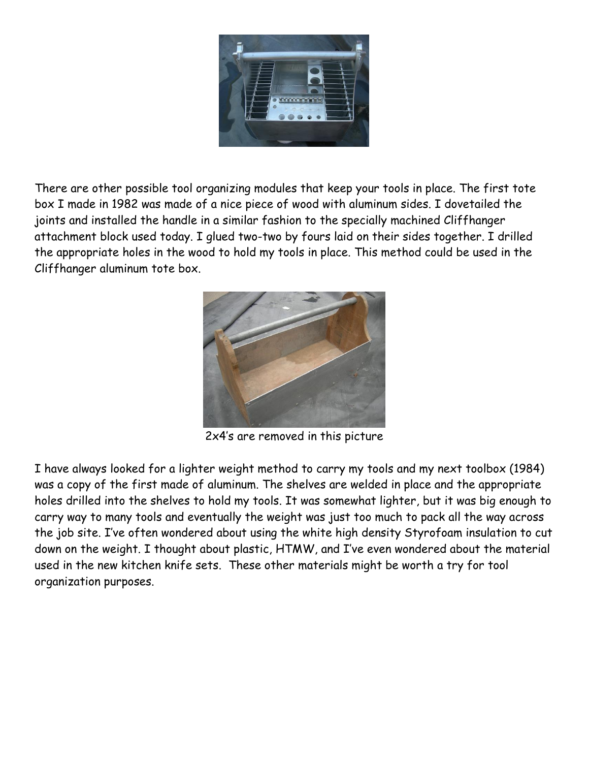There are other possible tool organizing modules that keep your tools in place. The first tote box I made in 1982 was made of a nice piece of wood with aluminum sides. I dovetailed the joints and installed the handle in a similar fashion to the specially machined Cliffhanger attachment block used today. I glued two-two by fours laid on their sides together. I drilled the appropriate holes in the wood to hold my tools in place. This method could be used in the Cliffhanger aluminum tote box.

2x4's are removed in this picture

I have always looked for a lighter weight method to carry my tools and my next toolbox (1984) was a copy of the first made of aluminum. The shelves are welded in place and the appropriate holes drilled into the shelves to hold my tools. It was somewhat lighter, but it was big enough to carry way to many tools and eventually the weight was just too much to pack all the way across the job site. I've often wondered about using the white high density Styrofoam insulation to cut down on the weight. I thought about plastic, HTMW, and I've even wondered about the material used in the new kitchen knife sets. These other materials might be worth a try for tool organization purposes.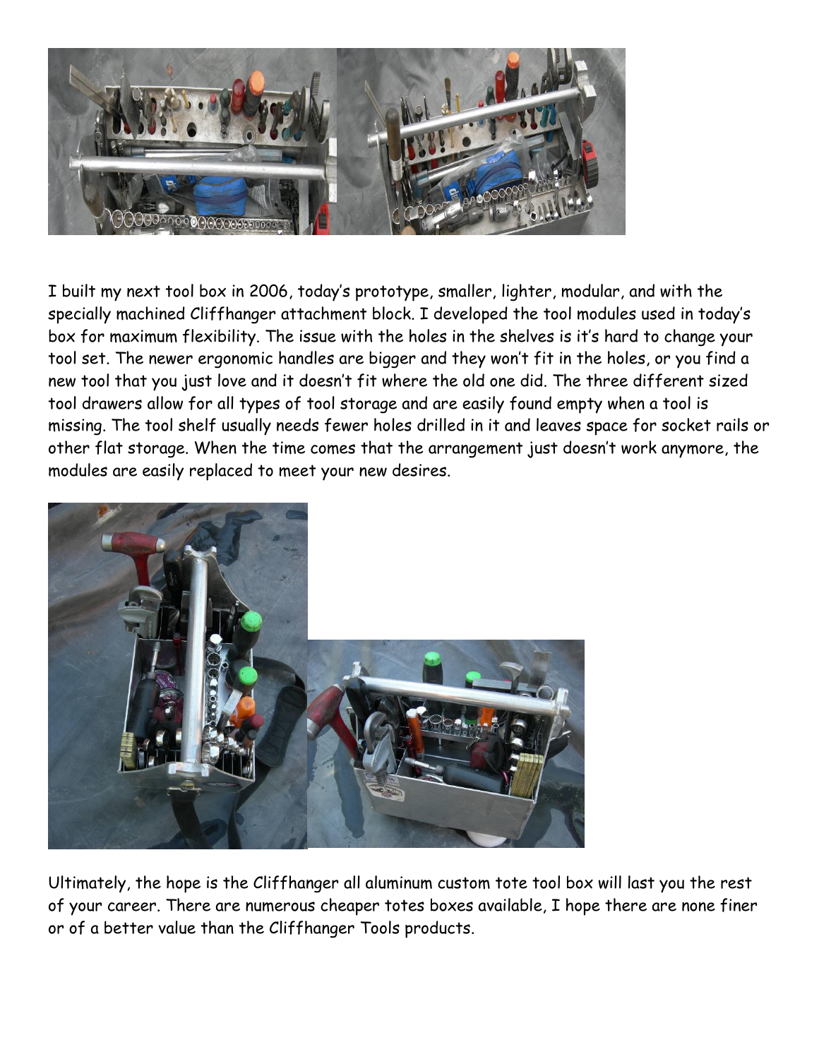I built my next tool box in 2006, today's prototype, smaller, lighter, modular, and with the specially machined Cliffhanger attachment block. I developed the tool modules used in today's box for maximum flexibility. The issue with the holes in the shelves is it's hard to change your tool set. The newer ergonomic handles are bigger and they won't fit in the holes, or you find a new tool that you just love and it doesn't fit where the old one did. The three different sized tool drawers allow for all types of tool storage and are easily found empty when a tool is missing. The tool shelf usually needs fewer holes drilled in it and leaves space for socket rails or other flat storage. When the time comes that the arrangement just doesn't work anymore, the modules are easily replaced to meet your new desires.

Ultimately, the hope is the Cliffhanger all aluminum custom tote tool box will last you the rest of your career. There are numerous cheaper totes boxes available, I hope there are none finer or of a better value than the Cliffhanger Tools products.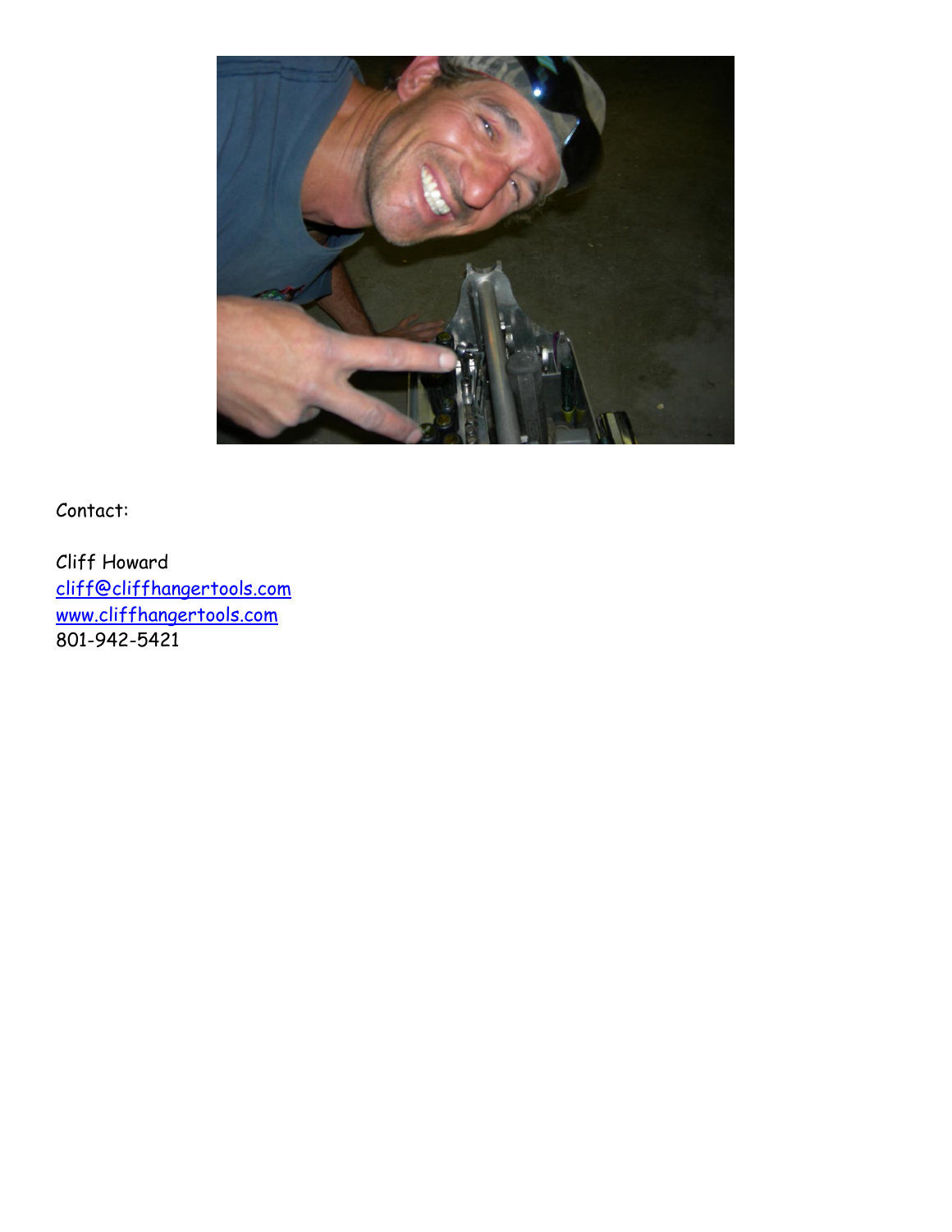Contact:

Cliff Howard
cliff@cliffhangertools.com
www.cliffhangertools.com
801-942-5421